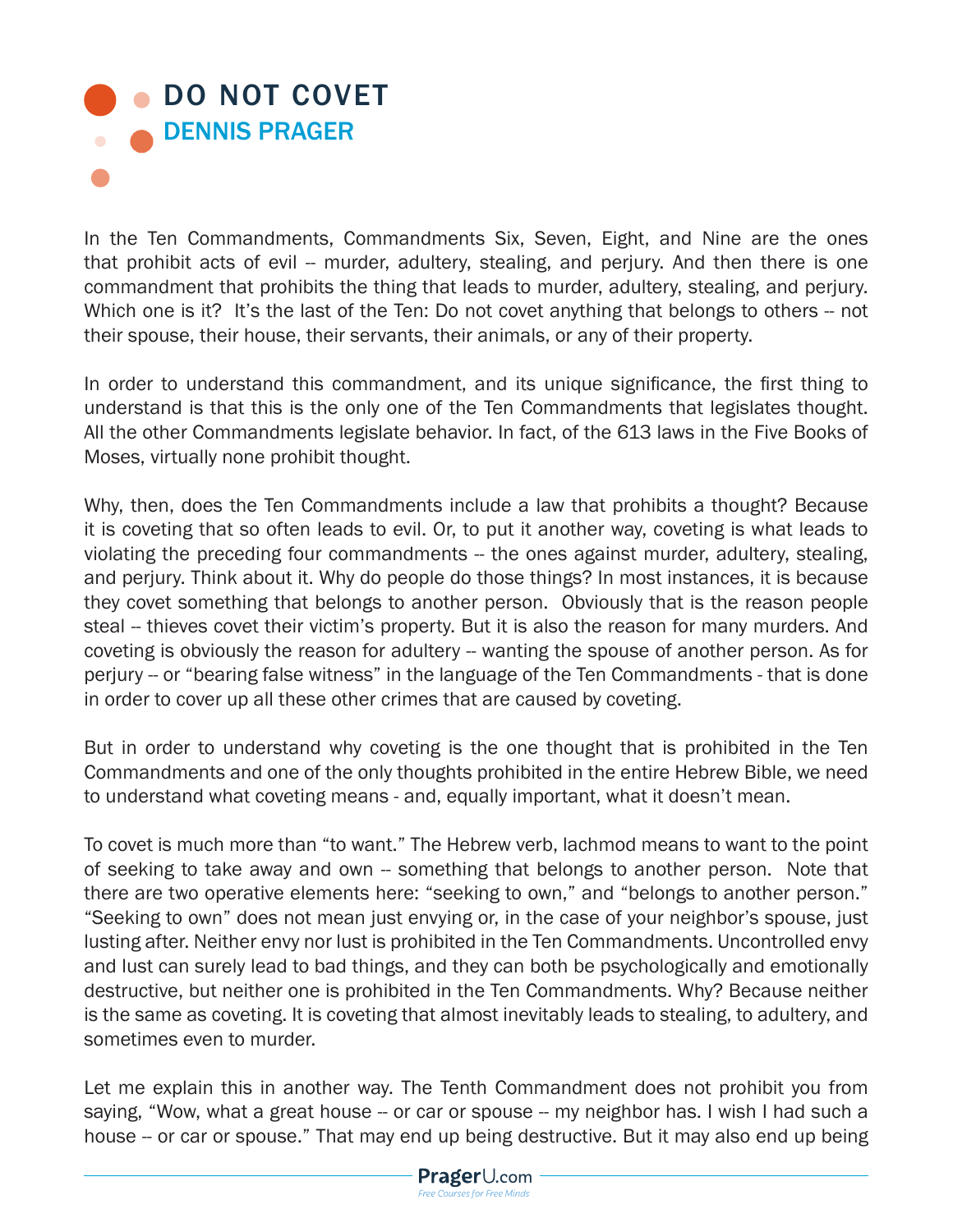# DO NOT COVET

## DENNIS PRAGER

In the Ten Commandments, Commandments Six, Seven, Eight, and Nine are the ones that prohibit acts of evil -- murder, adultery, stealing, and perjury. And then there is one commandment that prohibits the thing that leads to murder, adultery, stealing, and perjury. Which one is it? It's the last of the Ten: Do not covet anything that belongs to others -- not their spouse, their house, their servants, their animals, or any of their property.

In order to understand this commandment, and its unique significance, the first thing to understand is that this is the only one of the Ten Commandments that legislates thought. All the other Commandments legislate behavior. In fact, of the 613 laws in the Five Books of Moses, virtually none prohibit thought.

Why, then, does the Ten Commandments include a law that prohibits a thought? Because it is coveting that so often leads to evil. Or, to put it another way, coveting is what leads to violating the preceding four commandments -- the ones against murder, adultery, stealing, and perjury. Think about it. Why do people do those things? In most instances, it is because they covet something that belongs to another person. Obviously that is the reason people steal -- thieves covet their victim's property. But it is also the reason for many murders. And coveting is obviously the reason for adultery -- wanting the spouse of another person. As for perjury -- or "bearing false witness" in the language of the Ten Commandments - that is done in order to cover up all these other crimes that are caused by coveting.

But in order to understand why coveting is the one thought that is prohibited in the Ten Commandments and one of the only thoughts prohibited in the entire Hebrew Bible, we need to understand what coveting means - and, equally important, what it doesn't mean.

To covet is much more than "to want." The Hebrew verb, lachmod means to want to the point of seeking to take away and own -- something that belongs to another person. Note that there are two operative elements here: "seeking to own," and "belongs to another person." "Seeking to own" does not mean just envying or, in the case of your neighbor's spouse, just lusting after. Neither envy nor lust is prohibited in the Ten Commandments. Uncontrolled envy and lust can surely lead to bad things, and they can both be psychologically and emotionally destructive, but neither one is prohibited in the Ten Commandments. Why? Because neither is the same as coveting. It is coveting that almost inevitably leads to stealing, to adultery, and sometimes even to murder.

Let me explain this in another way. The Tenth Commandment does not prohibit you from saying, "Wow, what a great house -- or car or spouse -- my neighbor has. I wish I had such a house -- or car or spouse." That may end up being destructive. But it may also end up being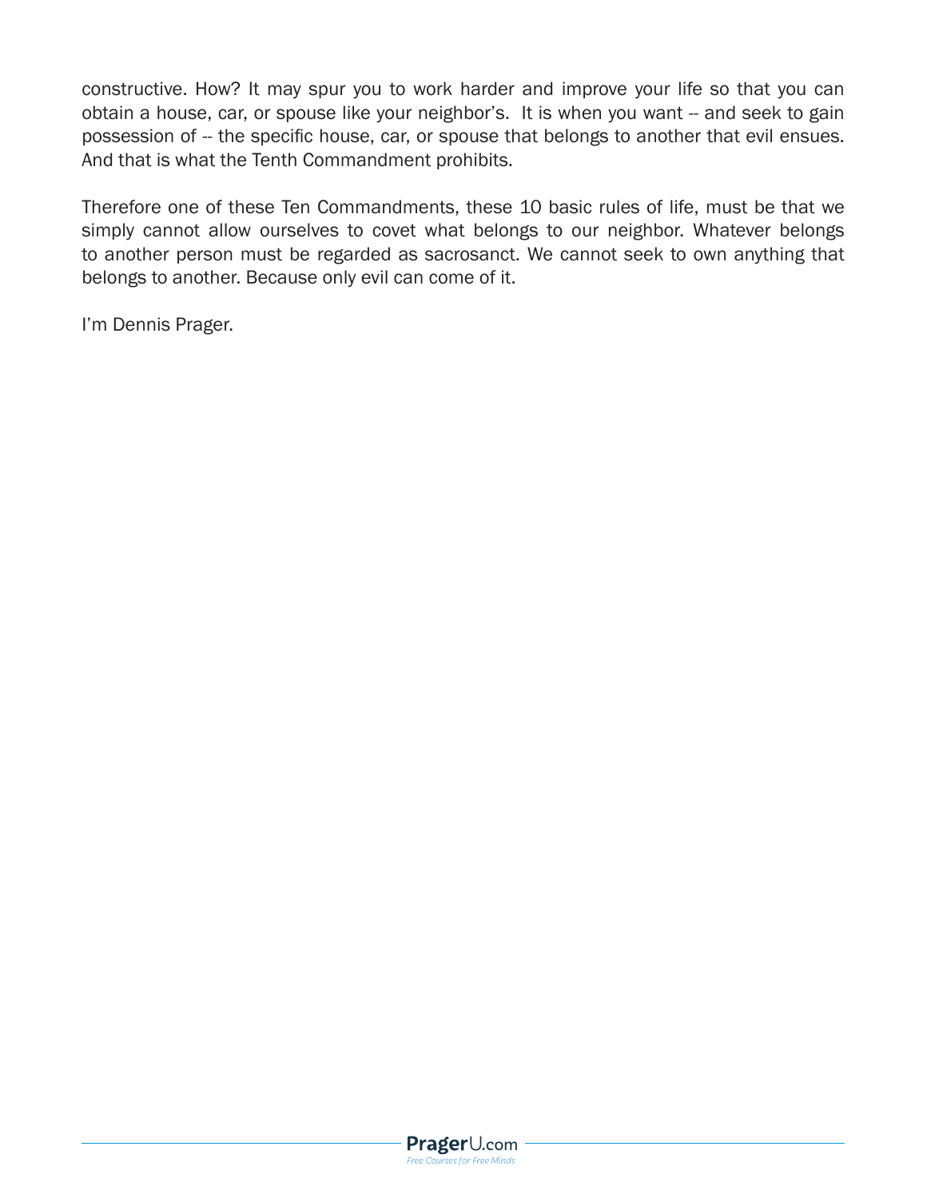constructive. How? It may spur you to work harder and improve your life so that you can obtain a house, car, or spouse like your neighbor's. It is when you want -- and seek to gain possession of -- the specific house, car, or spouse that belongs to another that evil ensues. And that is what the Tenth Commandment prohibits.

Therefore one of these Ten Commandments, these 10 basic rules of life, must be that we simply cannot allow ourselves to covet what belongs to our neighbor. Whatever belongs to another person must be regarded as sacrosanct. We cannot seek to own anything that belongs to another. Because only evil can come of it.

I'm Dennis Prager.